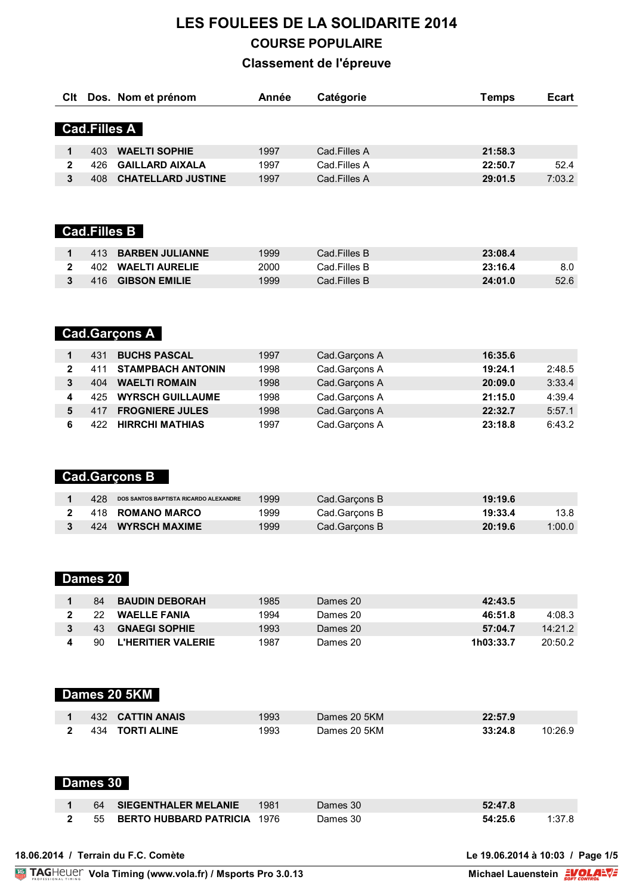# LES FOULEES DE LA SOLIDARITE 2014

## COURSE POPULAIRE

### Classement de l'épreuve

## Cad.Filles A

| Clt | Dos. | Nom et prénom | Année | Catégorie | Temps | Ecart |
|---|---|---|---|---|---|---|
| 1 | 403 | **WAELTI SOPHIE** | 1997 | Cad.Filles A | **21:58.3** | |
| 2 | 426 | **GAILLARD AIXALA** | 1997 | Cad.Filles A | **22:50.7** | 52.4 |
| 3 | 408 | **CHATELLARD JUSTINE** | 1997 | Cad.Filles A | **29:01.5** | 7:03.2 |

## Cad.Filles B

| Clt | Dos. | Nom et prénom | Année | Catégorie | Temps | Ecart |
|---|---|---|---|---|---|---|
| 1 | 413 | **BARBEN JULIANNE** | 1999 | Cad.Filles B | **23:08.4** | |
| 2 | 402 | **WAELTI AURELIE** | 2000 | Cad.Filles B | **23:16.4** | 8.0 |
| 3 | 416 | **GIBSON EMILIE** | 1999 | Cad.Filles B | **24:01.0** | 52.6 |

## Cad.Garçons A

| Clt | Dos. | Nom et prénom | Année | Catégorie | Temps | Ecart |
|---|---|---|---|---|---|---|
| 1 | 431 | **BUCHS PASCAL** | 1997 | Cad.Garçons A | **16:35.6** | |
| 2 | 411 | **STAMPBACH ANTONIN** | 1998 | Cad.Garçons A | **19:24.1** | 2:48.5 |
| 3 | 404 | **WAELTI ROMAIN** | 1998 | Cad.Garçons A | **20:09.0** | 3:33.4 |
| 4 | 425 | **WYRSCH GUILLAUME** | 1998 | Cad.Garçons A | **21:15.0** | 4:39.4 |
| 5 | 417 | **FROGNIERE JULES** | 1998 | Cad.Garçons A | **22:32.7** | 5:57.1 |
| 6 | 422 | **HIRRCHI MATHIAS** | 1997 | Cad.Garçons A | **23:18.8** | 6:43.2 |

## Cad.Garçons B

| Clt | Dos. | Nom et prénom | Année | Catégorie | Temps | Ecart |
|---|---|---|---|---|---|---|
| 1 | 428 | **DOS SANTOS BAPTISTA RICARDO ALEXANDRE** | 1999 | Cad.Garçons B | **19:19.6** | |
| 2 | 418 | **ROMANO MARCO** | 1999 | Cad.Garçons B | **19:33.4** | 13.8 |
| 3 | 424 | **WYRSCH MAXIME** | 1999 | Cad.Garçons B | **20:19.6** | 1:00.0 |

## Dames 20

| Clt | Dos. | Nom et prénom | Année | Catégorie | Temps | Ecart |
|---|---|---|---|---|---|---|
| 1 | 84 | **BAUDIN DEBORAH** | 1985 | Dames 20 | **42:43.5** | |
| 2 | 22 | **WAELLE FANIA** | 1994 | Dames 20 | **46:51.8** | 4:08.3 |
| 3 | 43 | **GNAEGI SOPHIE** | 1993 | Dames 20 | **57:04.7** | 14:21.2 |
| 4 | 90 | **L'HERITIER VALERIE** | 1987 | Dames 20 | **1h03:33.7** | 20:50.2 |

## Dames 20 5KM

| Clt | Dos. | Nom et prénom | Année | Catégorie | Temps | Ecart |
|---|---|---|---|---|---|---|
| 1 | 432 | **CATTIN ANAIS** | 1993 | Dames 20 5KM | **22:57.9** | |
| 2 | 434 | **TORTI ALINE** | 1993 | Dames 20 5KM | **33:24.8** | 10:26.9 |

## Dames 30

| Clt | Dos. | Nom et prénom | Année | Catégorie | Temps | Ecart |
|---|---|---|---|---|---|---|
| 1 | 64 | **SIEGENTHALER MELANIE** | 1981 | Dames 30 | **52:47.8** | |
| 2 | 55 | **BERTO HUBBARD PATRICIA** | 1976 | Dames 30 | **54:25.6** | 1:37.8 |

18.06.2014 / Terrain du F.C. Comète — Le 19.06.2014 à 10:03

Vola Timing (www.vola.fr) / Msports Pro 3.0.13 — Michael Lauenstein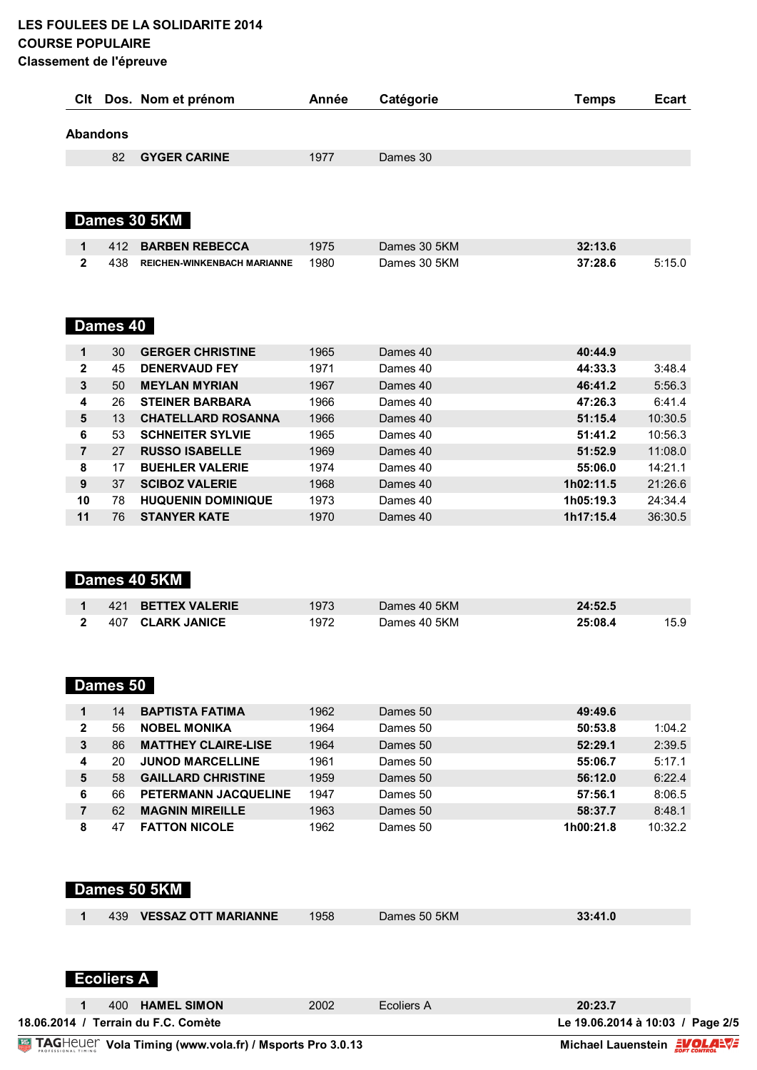**LES FOULEES DE LA SOLIDARITE 2014**
**COURSE POPULAIRE**
**Classement de l'épreuve**

| Clt | Dos. | Nom et prénom | Année | Catégorie | Temps | Ecart |
|---|---|---|---|---|---|---|

## Abandons

| Clt | Dos. | Nom et prénom | Année | Catégorie | Temps | Ecart |
|---|---|---|---|---|---|---|
| | 82 | **GYGER CARINE** | 1977 | Dames 30 | | |

## Dames 30 5KM

| Clt | Dos. | Nom et prénom | Année | Catégorie | Temps | Ecart |
|---|---|---|---|---|---|---|
| **1** | 412 | **BARBEN REBECCA** | 1975 | Dames 30 5KM | **32:13.6** | |
| **2** | 438 | **REICHEN-WINKENBACH MARIANNE** | 1980 | Dames 30 5KM | **37:28.6** | 5:15.0 |

## Dames 40

| Clt | Dos. | Nom et prénom | Année | Catégorie | Temps | Ecart |
|---|---|---|---|---|---|---|
| **1** | 30 | **GERGER CHRISTINE** | 1965 | Dames 40 | **40:44.9** | |
| **2** | 45 | **DENERVAUD FEY** | 1971 | Dames 40 | **44:33.3** | 3:48.4 |
| **3** | 50 | **MEYLAN MYRIAN** | 1967 | Dames 40 | **46:41.2** | 5:56.3 |
| **4** | 26 | **STEINER BARBARA** | 1966 | Dames 40 | **47:26.3** | 6:41.4 |
| **5** | 13 | **CHATELLARD ROSANNA** | 1966 | Dames 40 | **51:15.4** | 10:30.5 |
| **6** | 53 | **SCHNEITER SYLVIE** | 1965 | Dames 40 | **51:41.2** | 10:56.3 |
| **7** | 27 | **RUSSO ISABELLE** | 1969 | Dames 40 | **51:52.9** | 11:08.0 |
| **8** | 17 | **BUEHLER VALERIE** | 1974 | Dames 40 | **55:06.0** | 14:21.1 |
| **9** | 37 | **SCIBOZ VALERIE** | 1968 | Dames 40 | **1h02:11.5** | 21:26.6 |
| **10** | 78 | **HUQUENIN DOMINIQUE** | 1973 | Dames 40 | **1h05:19.3** | 24:34.4 |
| **11** | 76 | **STANYER KATE** | 1970 | Dames 40 | **1h17:15.4** | 36:30.5 |

## Dames 40 5KM

| Clt | Dos. | Nom et prénom | Année | Catégorie | Temps | Ecart |
|---|---|---|---|---|---|---|
| **1** | 421 | **BETTEX VALERIE** | 1973 | Dames 40 5KM | **24:52.5** | |
| **2** | 407 | **CLARK JANICE** | 1972 | Dames 40 5KM | **25:08.4** | 15.9 |

## Dames 50

| Clt | Dos. | Nom et prénom | Année | Catégorie | Temps | Ecart |
|---|---|---|---|---|---|---|
| **1** | 14 | **BAPTISTA FATIMA** | 1962 | Dames 50 | **49:49.6** | |
| **2** | 56 | **NOBEL MONIKA** | 1964 | Dames 50 | **50:53.8** | 1:04.2 |
| **3** | 86 | **MATTHEY CLAIRE-LISE** | 1964 | Dames 50 | **52:29.1** | 2:39.5 |
| **4** | 20 | **JUNOD MARCELLINE** | 1961 | Dames 50 | **55:06.7** | 5:17.1 |
| **5** | 58 | **GAILLARD CHRISTINE** | 1959 | Dames 50 | **56:12.0** | 6:22.4 |
| **6** | 66 | **PETERMANN JACQUELINE** | 1947 | Dames 50 | **57:56.1** | 8:06.5 |
| **7** | 62 | **MAGNIN MIREILLE** | 1963 | Dames 50 | **58:37.7** | 8:48.1 |
| **8** | 47 | **FATTON NICOLE** | 1962 | Dames 50 | **1h00:21.8** | 10:32.2 |

## Dames 50 5KM

| Clt | Dos. | Nom et prénom | Année | Catégorie | Temps | Ecart |
|---|---|---|---|---|---|---|
| **1** | 439 | **VESSAZ OTT MARIANNE** | 1958 | Dames 50 5KM | **33:41.0** | |

## Ecoliers A

| Clt | Dos. | Nom et prénom | Année | Catégorie | Temps | Ecart |
|---|---|---|---|---|---|---|
| **1** | 400 | **HAMEL SIMON** | 2002 | Ecoliers A | **20:23.7** | |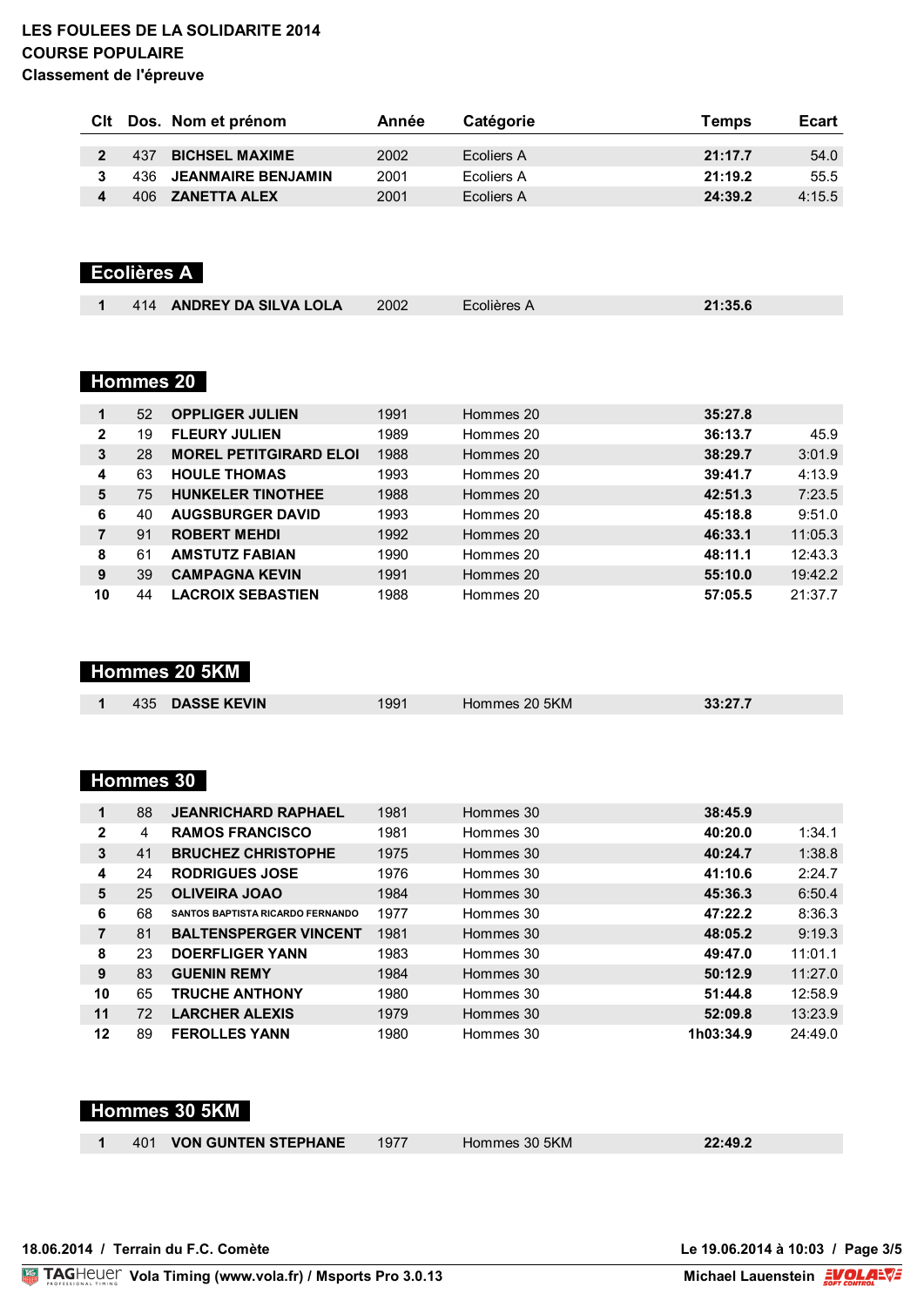**LES FOULEES DE LA SOLIDARITE 2014**
**COURSE POPULAIRE**
**Classement de l'épreuve**

| Clt | Dos. | Nom et prénom | Année | Catégorie | Temps | Ecart |
|---|---|---|---|---|---|---|
| 2 | 437 | **BICHSEL MAXIME** | 2002 | Ecoliers A | **21:17.7** | 54.0 |
| 3 | 436 | **JEANMAIRE BENJAMIN** | 2001 | Ecoliers A | **21:19.2** | 55.5 |
| 4 | 406 | **ZANETTA ALEX** | 2001 | Ecoliers A | **24:39.2** | 4:15.5 |

## Ecolières A

| Clt | Dos. | Nom et prénom | Année | Catégorie | Temps | Ecart |
|---|---|---|---|---|---|---|
| 1 | 414 | **ANDREY DA SILVA LOLA** | 2002 | Ecolières A | **21:35.6** | |

## Hommes 20

| Clt | Dos. | Nom et prénom | Année | Catégorie | Temps | Ecart |
|---|---|---|---|---|---|---|
| 1 | 52 | **OPPLIGER JULIEN** | 1991 | Hommes 20 | **35:27.8** | |
| 2 | 19 | **FLEURY JULIEN** | 1989 | Hommes 20 | **36:13.7** | 45.9 |
| 3 | 28 | **MOREL PETITGIRARD ELOI** | 1988 | Hommes 20 | **38:29.7** | 3:01.9 |
| 4 | 63 | **HOULE THOMAS** | 1993 | Hommes 20 | **39:41.7** | 4:13.9 |
| 5 | 75 | **HUNKELER TINOTHEE** | 1988 | Hommes 20 | **42:51.3** | 7:23.5 |
| 6 | 40 | **AUGSBURGER DAVID** | 1993 | Hommes 20 | **45:18.8** | 9:51.0 |
| 7 | 91 | **ROBERT MEHDI** | 1992 | Hommes 20 | **46:33.1** | 11:05.3 |
| 8 | 61 | **AMSTUTZ FABIAN** | 1990 | Hommes 20 | **48:11.1** | 12:43.3 |
| 9 | 39 | **CAMPAGNA KEVIN** | 1991 | Hommes 20 | **55:10.0** | 19:42.2 |
| 10 | 44 | **LACROIX SEBASTIEN** | 1988 | Hommes 20 | **57:05.5** | 21:37.7 |

## Hommes 20 5KM

| Clt | Dos. | Nom et prénom | Année | Catégorie | Temps | Ecart |
|---|---|---|---|---|---|---|
| 1 | 435 | **DASSE KEVIN** | 1991 | Hommes 20 5KM | **33:27.7** | |

## Hommes 30

| Clt | Dos. | Nom et prénom | Année | Catégorie | Temps | Ecart |
|---|---|---|---|---|---|---|
| 1 | 88 | **JEANRICHARD RAPHAEL** | 1981 | Hommes 30 | **38:45.9** | |
| 2 | 4 | **RAMOS FRANCISCO** | 1981 | Hommes 30 | **40:20.0** | 1:34.1 |
| 3 | 41 | **BRUCHEZ CHRISTOPHE** | 1975 | Hommes 30 | **40:24.7** | 1:38.8 |
| 4 | 24 | **RODRIGUES JOSE** | 1976 | Hommes 30 | **41:10.6** | 2:24.7 |
| 5 | 25 | **OLIVEIRA JOAO** | 1984 | Hommes 30 | **45:36.3** | 6:50.4 |
| 6 | 68 | **SANTOS BAPTISTA RICARDO FERNANDO** | 1977 | Hommes 30 | **47:22.2** | 8:36.3 |
| 7 | 81 | **BALTENSPERGER VINCENT** | 1981 | Hommes 30 | **48:05.2** | 9:19.3 |
| 8 | 23 | **DOERFLIGER YANN** | 1983 | Hommes 30 | **49:47.0** | 11:01.1 |
| 9 | 83 | **GUENIN REMY** | 1984 | Hommes 30 | **50:12.9** | 11:27.0 |
| 10 | 65 | **TRUCHE ANTHONY** | 1980 | Hommes 30 | **51:44.8** | 12:58.9 |
| 11 | 72 | **LARCHER ALEXIS** | 1979 | Hommes 30 | **52:09.8** | 13:23.9 |
| 12 | 89 | **FEROLLES YANN** | 1980 | Hommes 30 | **1h03:34.9** | 24:49.0 |

## Hommes 30 5KM

| Clt | Dos. | Nom et prénom | Année | Catégorie | Temps | Ecart |
|---|---|---|---|---|---|---|
| 1 | 401 | **VON GUNTEN STEPHANE** | 1977 | Hommes 30 5KM | **22:49.2** | |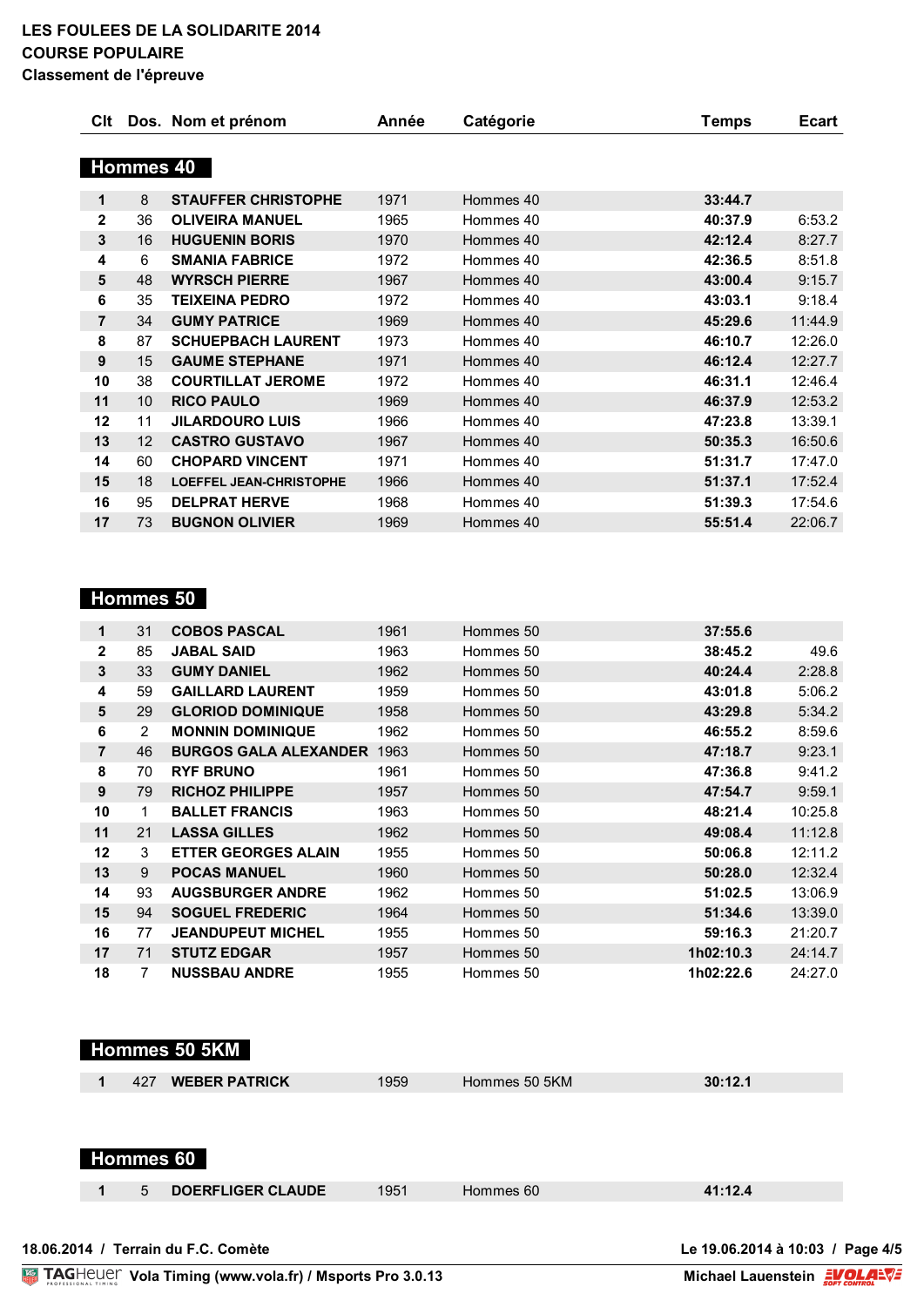LES FOULEES DE LA SOLIDARITE 2014
COURSE POPULAIRE
Classement de l'épreuve

## Hommes 40

| Clt | Dos. | Nom et prénom | Année | Catégorie | Temps | Ecart |
|---|---|---|---|---|---|---|
| 1 | 8 | STAUFFER CHRISTOPHE | 1971 | Hommes 40 | 33:44.7 | |
| 2 | 36 | OLIVEIRA MANUEL | 1965 | Hommes 40 | 40:37.9 | 6:53.2 |
| 3 | 16 | HUGUENIN BORIS | 1970 | Hommes 40 | 42:12.4 | 8:27.7 |
| 4 | 6 | SMANIA FABRICE | 1972 | Hommes 40 | 42:36.5 | 8:51.8 |
| 5 | 48 | WYRSCH PIERRE | 1967 | Hommes 40 | 43:00.4 | 9:15.7 |
| 6 | 35 | TEIXEINA PEDRO | 1972 | Hommes 40 | 43:03.1 | 9:18.4 |
| 7 | 34 | GUMY PATRICE | 1969 | Hommes 40 | 45:29.6 | 11:44.9 |
| 8 | 87 | SCHUEPBACH LAURENT | 1973 | Hommes 40 | 46:10.7 | 12:26.0 |
| 9 | 15 | GAUME STEPHANE | 1971 | Hommes 40 | 46:12.4 | 12:27.7 |
| 10 | 38 | COURTILLAT JEROME | 1972 | Hommes 40 | 46:31.1 | 12:46.4 |
| 11 | 10 | RICO PAULO | 1969 | Hommes 40 | 46:37.9 | 12:53.2 |
| 12 | 11 | JILARDOURO LUIS | 1966 | Hommes 40 | 47:23.8 | 13:39.1 |
| 13 | 12 | CASTRO GUSTAVO | 1967 | Hommes 40 | 50:35.3 | 16:50.6 |
| 14 | 60 | CHOPARD VINCENT | 1971 | Hommes 40 | 51:31.7 | 17:47.0 |
| 15 | 18 | LOEFFEL JEAN-CHRISTOPHE | 1966 | Hommes 40 | 51:37.1 | 17:52.4 |
| 16 | 95 | DELPRAT HERVE | 1968 | Hommes 40 | 51:39.3 | 17:54.6 |
| 17 | 73 | BUGNON OLIVIER | 1969 | Hommes 40 | 55:51.4 | 22:06.7 |

## Hommes 50

| Clt | Dos. | Nom et prénom | Année | Catégorie | Temps | Ecart |
|---|---|---|---|---|---|---|
| 1 | 31 | COBOS PASCAL | 1961 | Hommes 50 | 37:55.6 | |
| 2 | 85 | JABAL SAID | 1963 | Hommes 50 | 38:45.2 | 49.6 |
| 3 | 33 | GUMY DANIEL | 1962 | Hommes 50 | 40:24.4 | 2:28.8 |
| 4 | 59 | GAILLARD LAURENT | 1959 | Hommes 50 | 43:01.8 | 5:06.2 |
| 5 | 29 | GLORIOD DOMINIQUE | 1958 | Hommes 50 | 43:29.8 | 5:34.2 |
| 6 | 2 | MONNIN DOMINIQUE | 1962 | Hommes 50 | 46:55.2 | 8:59.6 |
| 7 | 46 | BURGOS GALA ALEXANDER | 1963 | Hommes 50 | 47:18.7 | 9:23.1 |
| 8 | 70 | RYF BRUNO | 1961 | Hommes 50 | 47:36.8 | 9:41.2 |
| 9 | 79 | RICHOZ PHILIPPE | 1957 | Hommes 50 | 47:54.7 | 9:59.1 |
| 10 | 1 | BALLET FRANCIS | 1963 | Hommes 50 | 48:21.4 | 10:25.8 |
| 11 | 21 | LASSA GILLES | 1962 | Hommes 50 | 49:08.4 | 11:12.8 |
| 12 | 3 | ETTER GEORGES ALAIN | 1955 | Hommes 50 | 50:06.8 | 12:11.2 |
| 13 | 9 | POCAS MANUEL | 1960 | Hommes 50 | 50:28.0 | 12:32.4 |
| 14 | 93 | AUGSBURGER ANDRE | 1962 | Hommes 50 | 51:02.5 | 13:06.9 |
| 15 | 94 | SOGUEL FREDERIC | 1964 | Hommes 50 | 51:34.6 | 13:39.0 |
| 16 | 77 | JEANDUPEUT MICHEL | 1955 | Hommes 50 | 59:16.3 | 21:20.7 |
| 17 | 71 | STUTZ EDGAR | 1957 | Hommes 50 | 1h02:10.3 | 24:14.7 |
| 18 | 7 | NUSSBAU ANDRE | 1955 | Hommes 50 | 1h02:22.6 | 24:27.0 |

## Hommes 50 5KM

| Clt | Dos. | Nom et prénom | Année | Catégorie | Temps | Ecart |
|---|---|---|---|---|---|---|
| 1 | 427 | WEBER PATRICK | 1959 | Hommes 50 5KM | 30:12.1 | |

## Hommes 60

| Clt | Dos. | Nom et prénom | Année | Catégorie | Temps | Ecart |
|---|---|---|---|---|---|---|
| 1 | 5 | DOERFLIGER CLAUDE | 1951 | Hommes 60 | 41:12.4 | |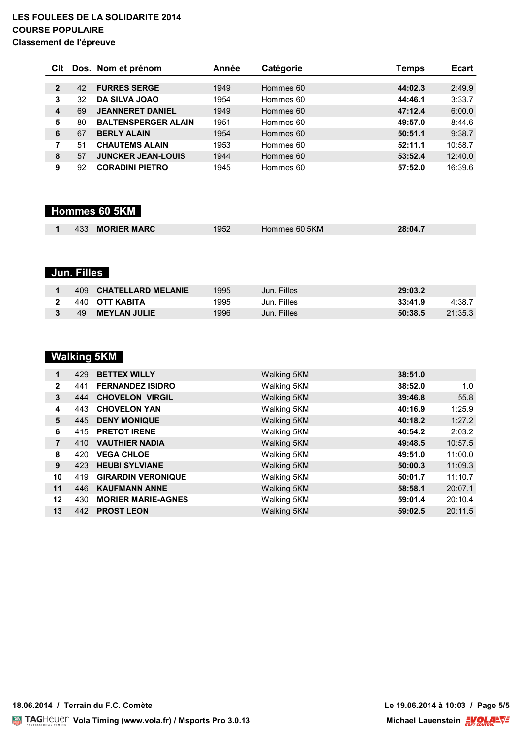# LES FOULEES DE LA SOLIDARITE 2014
## COURSE POPULAIRE
### Classement de l'épreuve

| Clt | Dos. | Nom et prénom | Année | Catégorie | Temps | Ecart |
|---|---|---|---|---|---|---|
| **2** | 42 | **FURRES SERGE** | 1949 | Hommes 60 | **44:02.3** | 2:49.9 |
| **3** | 32 | **DA SILVA JOAO** | 1954 | Hommes 60 | **44:46.1** | 3:33.7 |
| **4** | 69 | **JEANNERET DANIEL** | 1949 | Hommes 60 | **47:12.4** | 6:00.0 |
| **5** | 80 | **BALTENSPERGER ALAIN** | 1951 | Hommes 60 | **49:57.0** | 8:44.6 |
| **6** | 67 | **BERLY ALAIN** | 1954 | Hommes 60 | **50:51.1** | 9:38.7 |
| **7** | 51 | **CHAUTEMS ALAIN** | 1953 | Hommes 60 | **52:11.1** | 10:58.7 |
| **8** | 57 | **JUNCKER JEAN-LOUIS** | 1944 | Hommes 60 | **53:52.4** | 12:40.0 |
| **9** | 92 | **CORADINI PIETRO** | 1945 | Hommes 60 | **57:52.0** | 16:39.6 |

## Hommes 60 5KM

| Clt | Dos. | Nom et prénom | Année | Catégorie | Temps | Ecart |
|---|---|---|---|---|---|---|
| **1** | 433 | **MORIER MARC** | 1952 | Hommes 60 5KM | **28:04.7** | |

## Jun. Filles

| Clt | Dos. | Nom et prénom | Année | Catégorie | Temps | Ecart |
|---|---|---|---|---|---|---|
| **1** | 409 | **CHATELLARD MELANIE** | 1995 | Jun. Filles | **29:03.2** | |
| **2** | 440 | **OTT KABITA** | 1995 | Jun. Filles | **33:41.9** | 4:38.7 |
| **3** | 49 | **MEYLAN JULIE** | 1996 | Jun. Filles | **50:38.5** | 21:35.3 |

## Walking 5KM

| Clt | Dos. | Nom et prénom | Année | Catégorie | Temps | Ecart |
|---|---|---|---|---|---|---|
| **1** | 429 | **BETTEX WILLY** | | Walking 5KM | **38:51.0** | |
| **2** | 441 | **FERNANDEZ ISIDRO** | | Walking 5KM | **38:52.0** | 1.0 |
| **3** | 444 | **CHOVELON VIRGIL** | | Walking 5KM | **39:46.8** | 55.8 |
| **4** | 443 | **CHOVELON YAN** | | Walking 5KM | **40:16.9** | 1:25.9 |
| **5** | 445 | **DENY MONIQUE** | | Walking 5KM | **40:18.2** | 1:27.2 |
| **6** | 415 | **PRETOT IRENE** | | Walking 5KM | **40:54.2** | 2:03.2 |
| **7** | 410 | **VAUTHIER NADIA** | | Walking 5KM | **49:48.5** | 10:57.5 |
| **8** | 420 | **VEGA CHLOE** | | Walking 5KM | **49:51.0** | 11:00.0 |
| **9** | 423 | **HEUBI SYLVIANE** | | Walking 5KM | **50:00.3** | 11:09.3 |
| **10** | 419 | **GIRARDIN VERONIQUE** | | Walking 5KM | **50:01.7** | 11:10.7 |
| **11** | 446 | **KAUFMANN ANNE** | | Walking 5KM | **58:58.1** | 20:07.1 |
| **12** | 430 | **MORIER MARIE-AGNES** | | Walking 5KM | **59:01.4** | 20:10.4 |
| **13** | 442 | **PROST LEON** | | Walking 5KM | **59:02.5** | 20:11.5 |

**18.06.2014 / Terrain du F.C. Comète** — **Le 19.06.2014 à 10:03**

**Vola Timing (www.vola.fr) / Msports Pro 3.0.13** — **Michael Lauenstein**